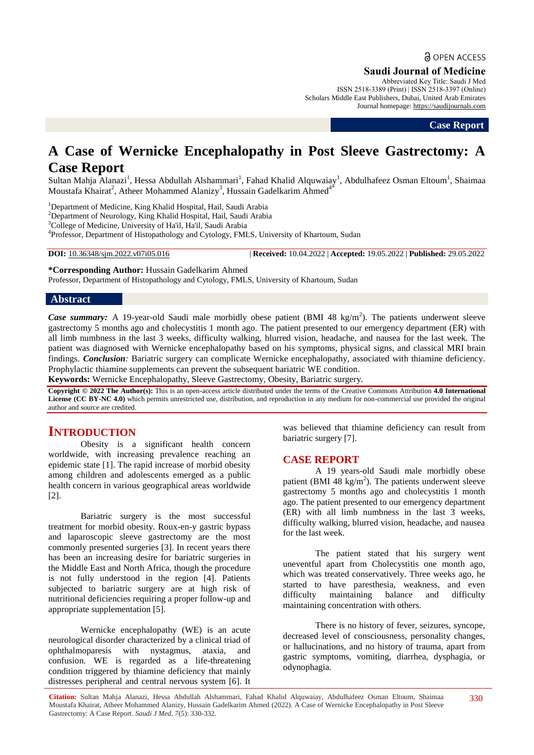OPEN ACCESS

**Saudi Journal of Medicine**

Abbreviated Key Title: Saudi J Med
ISSN 2518-3389 (Print) | ISSN 2518-3397 (Online)
Scholars Middle East Publishers, Dubai, United Arab Emirates
Journal homepage: https://saudijournals.com

**Case Report**

# A Case of Wernicke Encephalopathy in Post Sleeve Gastrectomy: A Case Report

Sultan Mahja Alanazi[1], Hessa Abdullah Alshammari[1], Fahad Khalid Alquwaiay[1], Abdulhafeez Osman Eltoum[1], Shaimaa Moustafa Khairat[2], Atheer Mohammed Alanizy[3], Hussain Gadelkarim Ahmed[4*]

[1]Department of Medicine, King Khalid Hospital, Hail, Saudi Arabia
[2]Department of Neurology, King Khalid Hospital, Hail, Saudi Arabia
[3]College of Medicine, University of Ha'il, Ha'il, Saudi Arabia
[4]Professor, Department of Histopathology and Cytology, FMLS, University of Khartoum, Sudan

**DOI:** 10.36348/sjm.2022.v07i05.016 | **Received:** 10.04.2022 | **Accepted:** 19.05.2022 | **Published:** 29.05.2022

**\*Corresponding Author:** Hussain Gadelkarim Ahmed
Professor, Department of Histopathology and Cytology, FMLS, University of Khartoum, Sudan

## Abstract

***Case summary:*** A 19-year-old Saudi male morbidly obese patient (BMI 48 kg/m$^2$). The patients underwent sleeve gastrectomy 5 months ago and cholecystitis 1 month ago. The patient presented to our emergency department (ER) with all limb numbness in the last 3 weeks, difficulty walking, blurred vision, headache, and nausea for the last week. The patient was diagnosed with Wernicke encephalopathy based on his symptoms, physical signs, and classical MRI brain findings. ***Conclusion:*** Bariatric surgery can complicate Wernicke encephalopathy, associated with thiamine deficiency. Prophylactic thiamine supplements can prevent the subsequent bariatric WE condition.

**Keywords:** Wernicke Encephalopathy, Sleeve Gastrectomy, Obesity, Bariatric surgery.

**Copyright © 2022 The Author(s):** This is an open-access article distributed under the terms of the Creative Commons Attribution **4.0 International License (CC BY-NC 4.0)** which permits unrestricted use, distribution, and reproduction in any medium for non-commercial use provided the original author and source are credited.

## INTRODUCTION

Obesity is a significant health concern worldwide, with increasing prevalence reaching an epidemic state [1]. The rapid increase of morbid obesity among children and adolescents emerged as a public health concern in various geographical areas worldwide [2].

Bariatric surgery is the most successful treatment for morbid obesity. Roux-en-y gastric bypass and laparoscopic sleeve gastrectomy are the most commonly presented surgeries [3]. In recent years there has been an increasing desire for bariatric surgeries in the Middle East and North Africa, though the procedure is not fully understood in the region [4]. Patients subjected to bariatric surgery are at high risk of nutritional deficiencies requiring a proper follow-up and appropriate supplementation [5].

Wernicke encephalopathy (WE) is an acute neurological disorder characterized by a clinical triad of ophthalmoparesis with nystagmus, ataxia, and confusion. WE is regarded as a life-threatening condition triggered by thiamine deficiency that mainly distresses peripheral and central nervous system [6]. It was believed that thiamine deficiency can result from bariatric surgery [7].

## CASE REPORT

A 19 years-old Saudi male morbidly obese patient (BMI 48 kg/m$^2$). The patients underwent sleeve gastrectomy 5 months ago and cholecystitis 1 month ago. The patient presented to our emergency department (ER) with all limb numbness in the last 3 weeks, difficulty walking, blurred vision, headache, and nausea for the last week.

The patient stated that his surgery went uneventful apart from Cholecystitis one month ago, which was treated conservatively. Three weeks ago, he started to have paresthesia, weakness, and even difficulty maintaining balance and difficulty maintaining concentration with others.

There is no history of fever, seizures, syncope, decreased level of consciousness, personality changes, or hallucinations, and no history of trauma, apart from gastric symptoms, vomiting, diarrhea, dysphagia, or odynophagia.

**Citation:** Sultan Mahja Alanazi, Hessa Abdullah Alshammari, Fahad Khalid Alquwaiay, Abdulhafeez Osman Eltoum, Shaimaa Moustafa Khairat, Atheer Mohammed Alanizy, Hussain Gadelkarim Ahmed (2022). A Case of Wernicke Encephalopathy in Post Sleeve Gastrectomy: A Case Report. *Saudi J Med, 7*(5): 330-332.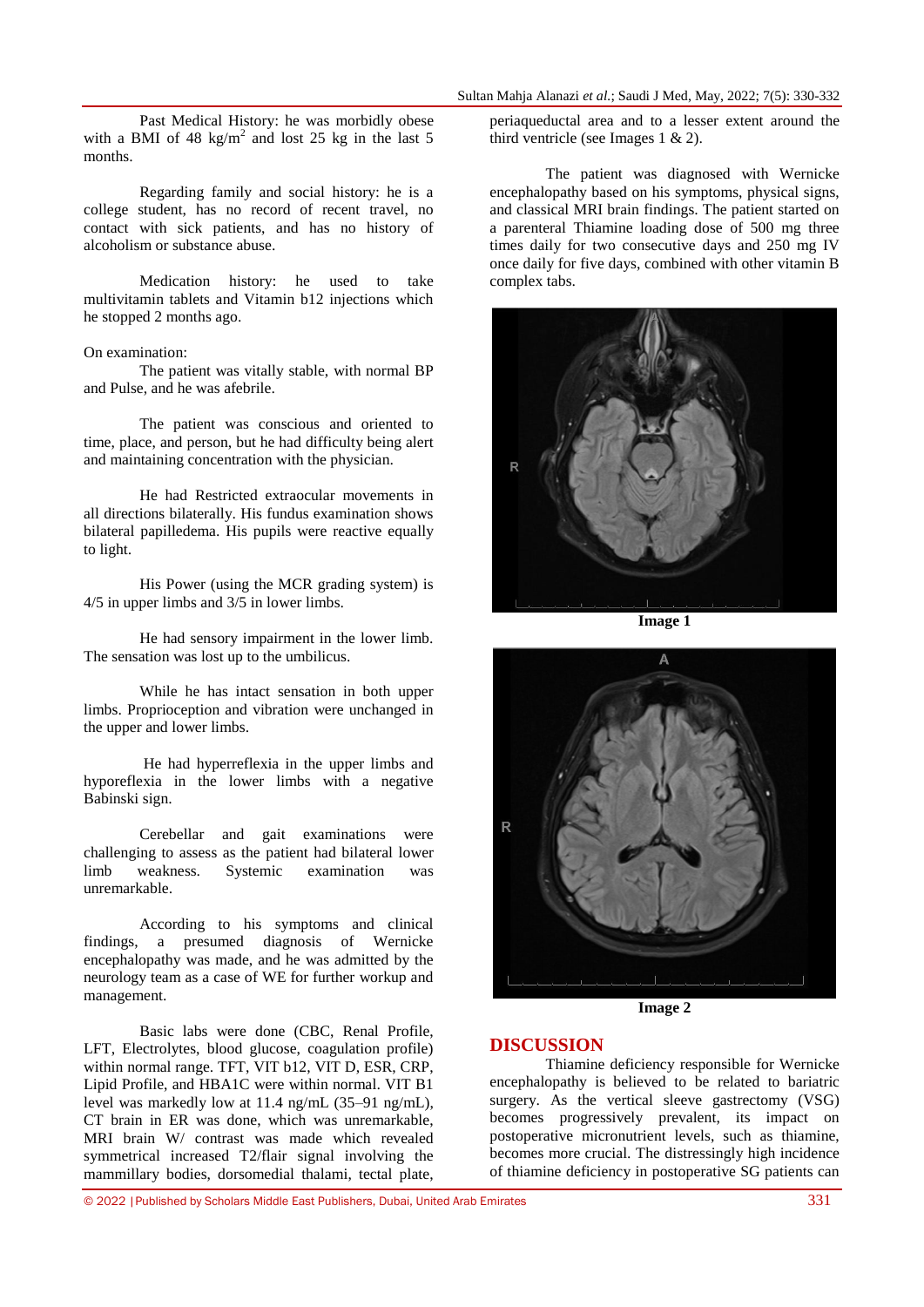Past Medical History: he was morbidly obese with a BMI of 48 kg/m$^2$ and lost 25 kg in the last 5 months.

Regarding family and social history: he is a college student, has no record of recent travel, no contact with sick patients, and has no history of alcoholism or substance abuse.

Medication history: he used to take multivitamin tablets and Vitamin b12 injections which he stopped 2 months ago.

On examination:

The patient was vitally stable, with normal BP and Pulse, and he was afebrile.

The patient was conscious and oriented to time, place, and person, but he had difficulty being alert and maintaining concentration with the physician.

He had Restricted extraocular movements in all directions bilaterally. His fundus examination shows bilateral papilledema. His pupils were reactive equally to light.

His Power (using the MCR grading system) is 4/5 in upper limbs and 3/5 in lower limbs.

He had sensory impairment in the lower limb. The sensation was lost up to the umbilicus.

While he has intact sensation in both upper limbs. Proprioception and vibration were unchanged in the upper and lower limbs.

He had hyperreflexia in the upper limbs and hyporeflexia in the lower limbs with a negative Babinski sign.

Cerebellar and gait examinations were challenging to assess as the patient had bilateral lower limb weakness. Systemic examination was unremarkable.

According to his symptoms and clinical findings, a presumed diagnosis of Wernicke encephalopathy was made, and he was admitted by the neurology team as a case of WE for further workup and management.

Basic labs were done (CBC, Renal Profile, LFT, Electrolytes, blood glucose, coagulation profile) within normal range. TFT, VIT b12, VIT D, ESR, CRP, Lipid Profile, and HBA1C were within normal. VIT B1 level was markedly low at 11.4 ng/mL (35–91 ng/mL), CT brain in ER was done, which was unremarkable, MRI brain W/ contrast was made which revealed symmetrical increased T2/flair signal involving the mammillary bodies, dorsomedial thalami, tectal plate, periaqueductal area and to a lesser extent around the third ventricle (see Images 1 & 2).

The patient was diagnosed with Wernicke encephalopathy based on his symptoms, physical signs, and classical MRI brain findings. The patient started on a parenteral Thiamine loading dose of 500 mg three times daily for two consecutive days and 250 mg IV once daily for five days, combined with other vitamin B complex tabs.

**Image 1**

**Image 2**

## DISCUSSION

Thiamine deficiency responsible for Wernicke encephalopathy is believed to be related to bariatric surgery. As the vertical sleeve gastrectomy (VSG) becomes progressively prevalent, its impact on postoperative micronutrient levels, such as thiamine, becomes more crucial. The distressingly high incidence of thiamine deficiency in postoperative SG patients can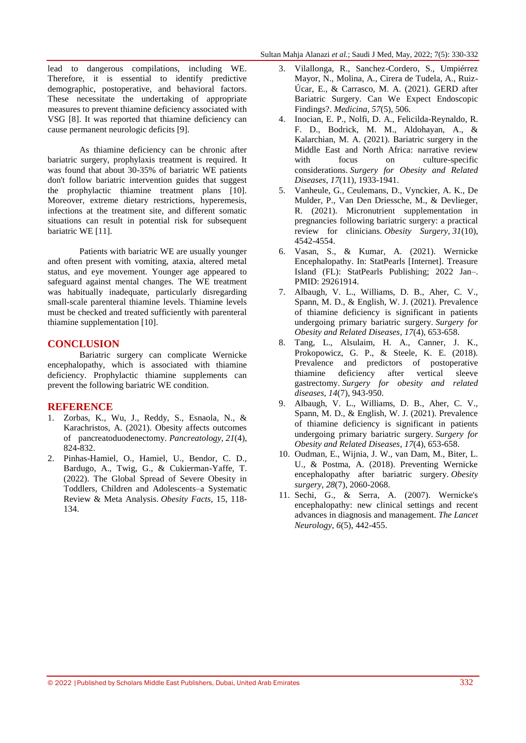lead to dangerous compilations, including WE. Therefore, it is essential to identify predictive demographic, postoperative, and behavioral factors. These necessitate the undertaking of appropriate measures to prevent thiamine deficiency associated with VSG [8]. It was reported that thiamine deficiency can cause permanent neurologic deficits [9].

As thiamine deficiency can be chronic after bariatric surgery, prophylaxis treatment is required. It was found that about 30-35% of bariatric WE patients don't follow bariatric intervention guides that suggest the prophylactic thiamine treatment plans [10]. Moreover, extreme dietary restrictions, hyperemesis, infections at the treatment site, and different somatic situations can result in potential risk for subsequent bariatric WE [11].

Patients with bariatric WE are usually younger and often present with vomiting, ataxia, altered metal status, and eye movement. Younger age appeared to safeguard against mental changes. The WE treatment was habitually inadequate, particularly disregarding small-scale parenteral thiamine levels. Thiamine levels must be checked and treated sufficiently with parenteral thiamine supplementation [10].

## CONCLUSION

Bariatric surgery can complicate Wernicke encephalopathy, which is associated with thiamine deficiency. Prophylactic thiamine supplements can prevent the following bariatric WE condition.

## REFERENCE

1. Zorbas, K., Wu, J., Reddy, S., Esnaola, N., & Karachristos, A. (2021). Obesity affects outcomes of pancreatoduodenectomy. *Pancreatology*, *21*(4), 824-832.
2. Pinhas-Hamiel, O., Hamiel, U., Bendor, C. D., Bardugo, A., Twig, G., & Cukierman-Yaffe, T. (2022). The Global Spread of Severe Obesity in Toddlers, Children and Adolescents–a Systematic Review & Meta Analysis. *Obesity Facts*, 15, 118-134.
3. Vilallonga, R., Sanchez-Cordero, S., Umpiérrez Mayor, N., Molina, A., Cirera de Tudela, A., Ruiz-Úcar, E., & Carrasco, M. A. (2021). GERD after Bariatric Surgery. Can We Expect Endoscopic Findings?. *Medicina*, *57*(5), 506.
4. Inocian, E. P., Nolfi, D. A., Felicilda-Reynaldo, R. F. D., Bodrick, M. M., Aldohayan, A., & Kalarchian, M. A. (2021). Bariatric surgery in the Middle East and North Africa: narrative review with focus on culture-specific considerations. *Surgery for Obesity and Related Diseases*, *17*(11), 1933-1941.
5. Vanheule, G., Ceulemans, D., Vynckier, A. K., De Mulder, P., Van Den Driessche, M., & Devlieger, R. (2021). Micronutrient supplementation in pregnancies following bariatric surgery: a practical review for clinicians. *Obesity Surgery*, *31*(10), 4542-4554.
6. Vasan, S., & Kumar, A. (2021). Wernicke Encephalopathy. In: StatPearls [Internet]. Treasure Island (FL): StatPearls Publishing; 2022 Jan–. PMID: 29261914.
7. Albaugh, V. L., Williams, D. B., Aher, C. V., Spann, M. D., & English, W. J. (2021). Prevalence of thiamine deficiency is significant in patients undergoing primary bariatric surgery. *Surgery for Obesity and Related Diseases*, *17*(4), 653-658.
8. Tang, L., Alsulaim, H. A., Canner, J. K., Prokopowicz, G. P., & Steele, K. E. (2018). Prevalence and predictors of postoperative thiamine deficiency after vertical sleeve gastrectomy. *Surgery for obesity and related diseases*, *14*(7), 943-950.
9. Albaugh, V. L., Williams, D. B., Aher, C. V., Spann, M. D., & English, W. J. (2021). Prevalence of thiamine deficiency is significant in patients undergoing primary bariatric surgery. *Surgery for Obesity and Related Diseases*, *17*(4), 653-658.
10. Oudman, E., Wijnia, J. W., van Dam, M., Biter, L. U., & Postma, A. (2018). Preventing Wernicke encephalopathy after bariatric surgery. *Obesity surgery*, *28*(7), 2060-2068.
11. Sechi, G., & Serra, A. (2007). Wernicke's encephalopathy: new clinical settings and recent advances in diagnosis and management. *The Lancet Neurology*, *6*(5), 442-455.